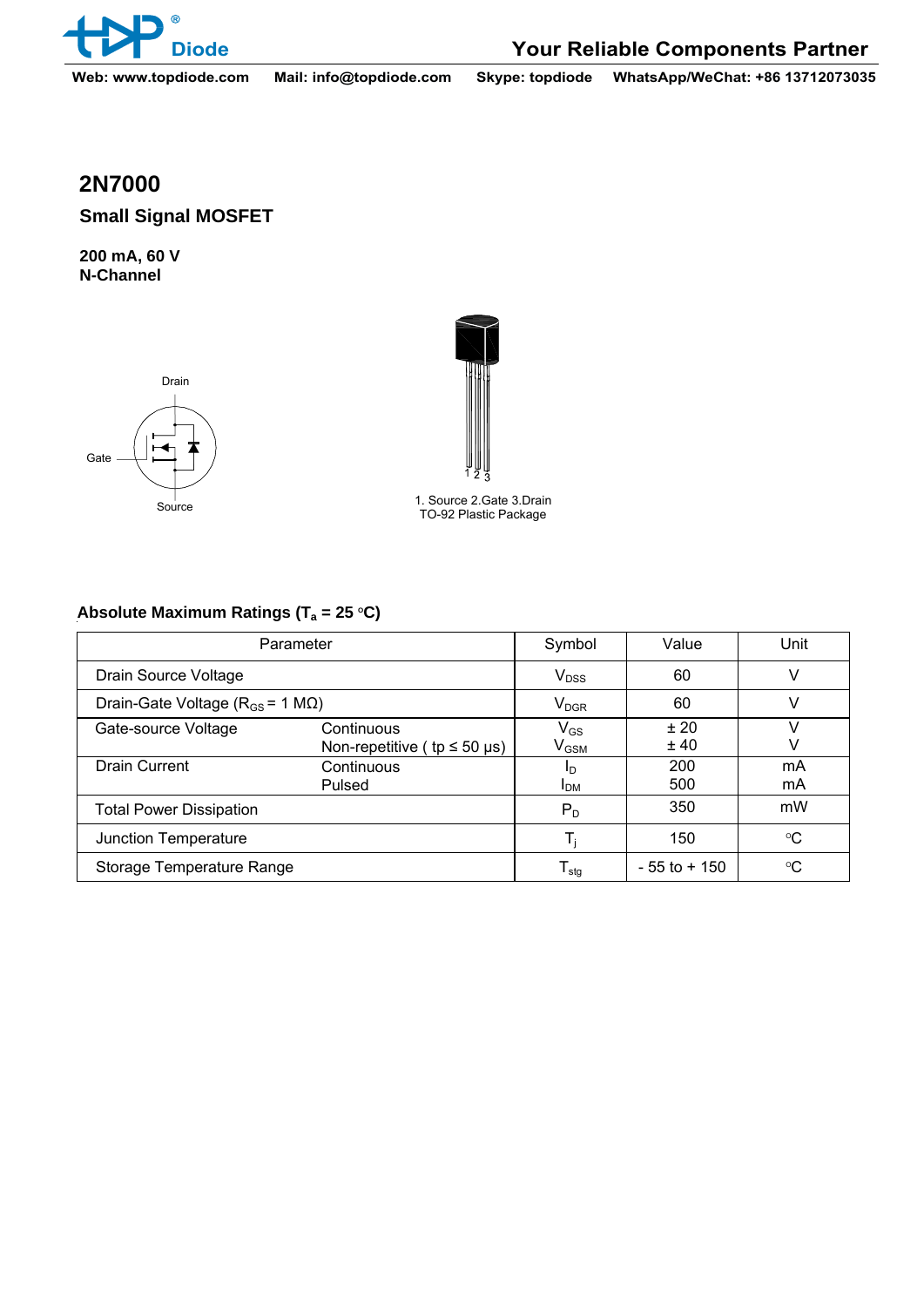# 2N7000

## Small Signal MOSFET

**200 mA, 60 V**
**N-Channel**

Drain

Gate

Source

1. Source 2.Gate 3.Drain
TO-92 Plastic Package

### Absolute Maximum Ratings ($T_a$ = 25 °C)

| Parameter | | Symbol | Value | Unit |
|---|---|---|---|---|
| Drain Source Voltage | | $V_{DSS}$ | 60 | V |
| Drain-Gate Voltage ($R_{GS}$ = 1 MΩ) | | $V_{DGR}$ | 60 | V |
| Gate-source Voltage | Continuous<br>Non-repetitive ( tp ≤ 50 μs) | $V_{GS}$<br>$V_{GSM}$ | ± 20<br>± 40 | V<br>V |
| Drain Current | Continuous<br>Pulsed | $I_D$<br>$I_{DM}$ | 200<br>500 | mA<br>mA |
| Total Power Dissipation | | $P_D$ | 350 | mW |
| Junction Temperature | | $T_j$ | 150 | °C |
| Storage Temperature Range | | $T_{stg}$ | - 55 to + 150 | °C |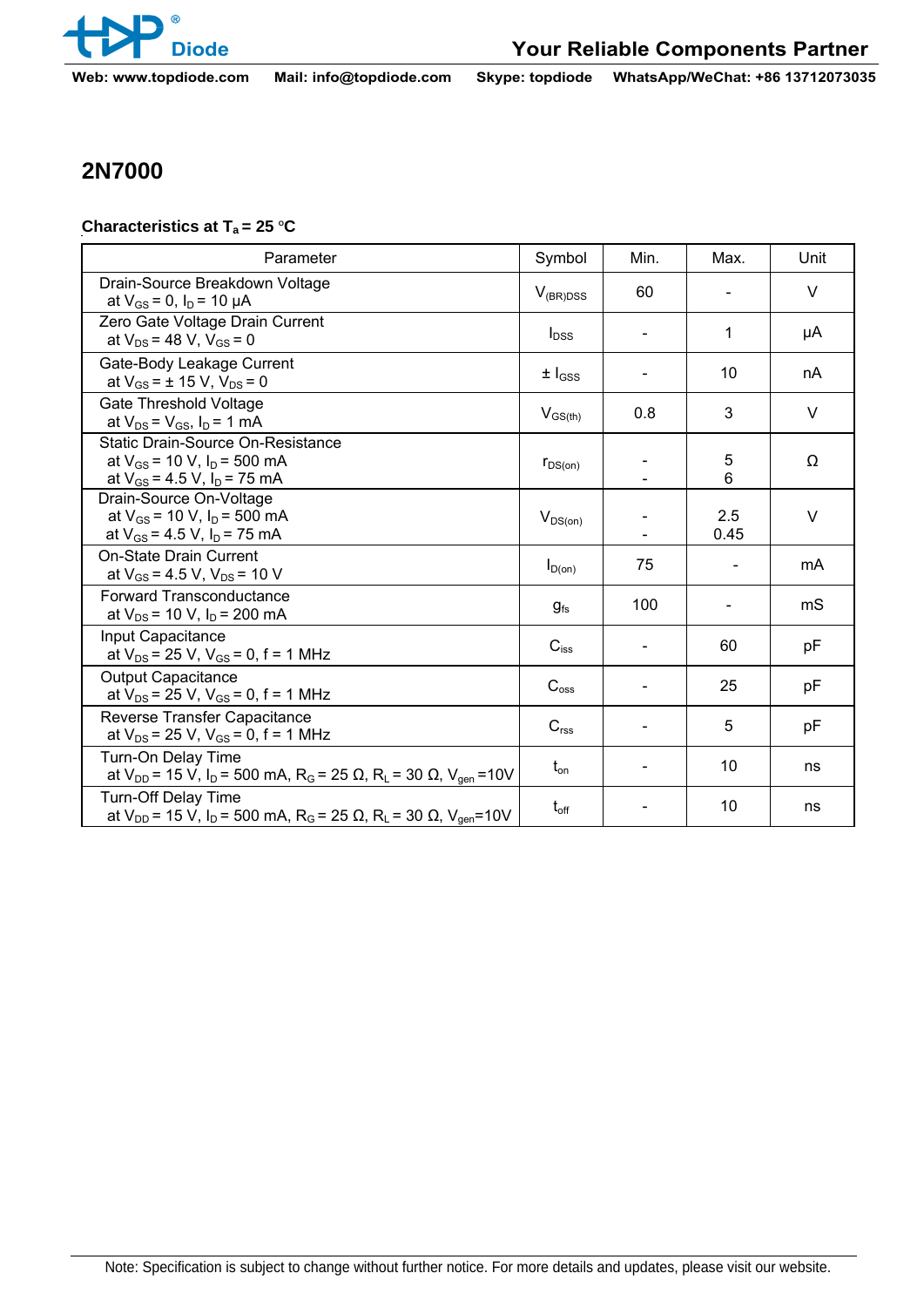# 2N7000

**Characteristics at $T_a$ = 25 °C**

| Parameter | Symbol | Min. | Max. | Unit |
|---|---|---|---|---|
| Drain-Source Breakdown Voltage<br>at $V_{GS}$ = 0, $I_D$ = 10 µA | $V_{(BR)DSS}$ | 60 | - | V |
| Zero Gate Voltage Drain Current<br>at $V_{DS}$ = 48 V, $V_{GS}$ = 0 | $I_{DSS}$ | - | 1 | µA |
| Gate-Body Leakage Current<br>at $V_{GS}$ = ± 15 V, $V_{DS}$ = 0 | $\pm I_{GSS}$ | - | 10 | nA |
| Gate Threshold Voltage<br>at $V_{DS}$ = $V_{GS}$, $I_D$ = 1 mA | $V_{GS(th)}$ | 0.8 | 3 | V |
| Static Drain-Source On-Resistance<br>at $V_{GS}$ = 10 V, $I_D$ = 500 mA<br>at $V_{GS}$ = 4.5 V, $I_D$ = 75 mA | $r_{DS(on)}$ | -<br>- | 5<br>6 | Ω |
| Drain-Source On-Voltage<br>at $V_{GS}$ = 10 V, $I_D$ = 500 mA<br>at $V_{GS}$ = 4.5 V, $I_D$ = 75 mA | $V_{DS(on)}$ | -<br>- | 2.5<br>0.45 | V |
| On-State Drain Current<br>at $V_{GS}$ = 4.5 V, $V_{DS}$ = 10 V | $I_{D(on)}$ | 75 | - | mA |
| Forward Transconductance<br>at $V_{DS}$ = 10 V, $I_D$ = 200 mA | $g_{fs}$ | 100 | - | mS |
| Input Capacitance<br>at $V_{DS}$ = 25 V, $V_{GS}$ = 0, f = 1 MHz | $C_{iss}$ | - | 60 | pF |
| Output Capacitance<br>at $V_{DS}$ = 25 V, $V_{GS}$ = 0, f = 1 MHz | $C_{oss}$ | - | 25 | pF |
| Reverse Transfer Capacitance<br>at $V_{DS}$ = 25 V, $V_{GS}$ = 0, f = 1 MHz | $C_{rss}$ | - | 5 | pF |
| Turn-On Delay Time<br>at $V_{DD}$ = 15 V, $I_D$ = 500 mA, $R_G$ = 25 Ω, $R_L$ = 30 Ω, $V_{gen}$ =10V | $t_{on}$ | - | 10 | ns |
| Turn-Off Delay Time<br>at $V_{DD}$ = 15 V, $I_D$ = 500 mA, $R_G$ = 25 Ω, $R_L$ = 30 Ω, $V_{gen}$=10V | $t_{off}$ | - | 10 | ns |

Note: Specification is subject to change without further notice. For more details and updates, please visit our website.